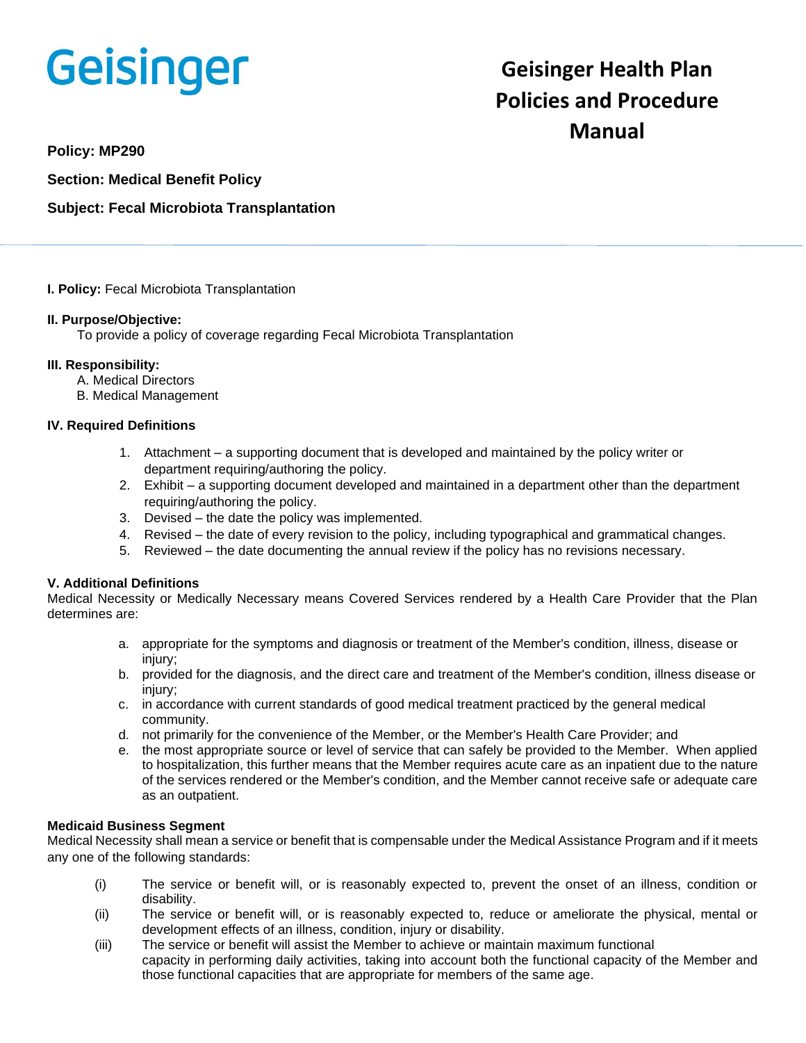Geisinger

# Geisinger Health Plan Policies and Procedure Manual

**Policy: MP290**

**Section: Medical Benefit Policy**

**Subject: Fecal Microbiota Transplantation**

**I. Policy:** Fecal Microbiota Transplantation

**II. Purpose/Objective:**
To provide a policy of coverage regarding Fecal Microbiota Transplantation

**III. Responsibility:**
A. Medical Directors
B. Medical Management

**IV. Required Definitions**

1. Attachment – a supporting document that is developed and maintained by the policy writer or department requiring/authoring the policy.
2. Exhibit – a supporting document developed and maintained in a department other than the department requiring/authoring the policy.
3. Devised – the date the policy was implemented.
4. Revised – the date of every revision to the policy, including typographical and grammatical changes.
5. Reviewed – the date documenting the annual review if the policy has no revisions necessary.

**V. Additional Definitions**
Medical Necessity or Medically Necessary means Covered Services rendered by a Health Care Provider that the Plan determines are:

a. appropriate for the symptoms and diagnosis or treatment of the Member's condition, illness, disease or injury;
b. provided for the diagnosis, and the direct care and treatment of the Member's condition, illness disease or injury;
c. in accordance with current standards of good medical treatment practiced by the general medical community.
d. not primarily for the convenience of the Member, or the Member's Health Care Provider; and
e. the most appropriate source or level of service that can safely be provided to the Member. When applied to hospitalization, this further means that the Member requires acute care as an inpatient due to the nature of the services rendered or the Member's condition, and the Member cannot receive safe or adequate care as an outpatient.

**Medicaid Business Segment**
Medical Necessity shall mean a service or benefit that is compensable under the Medical Assistance Program and if it meets any one of the following standards:

(i) The service or benefit will, or is reasonably expected to, prevent the onset of an illness, condition or disability.
(ii) The service or benefit will, or is reasonably expected to, reduce or ameliorate the physical, mental or development effects of an illness, condition, injury or disability.
(iii) The service or benefit will assist the Member to achieve or maintain maximum functional capacity in performing daily activities, taking into account both the functional capacity of the Member and those functional capacities that are appropriate for members of the same age.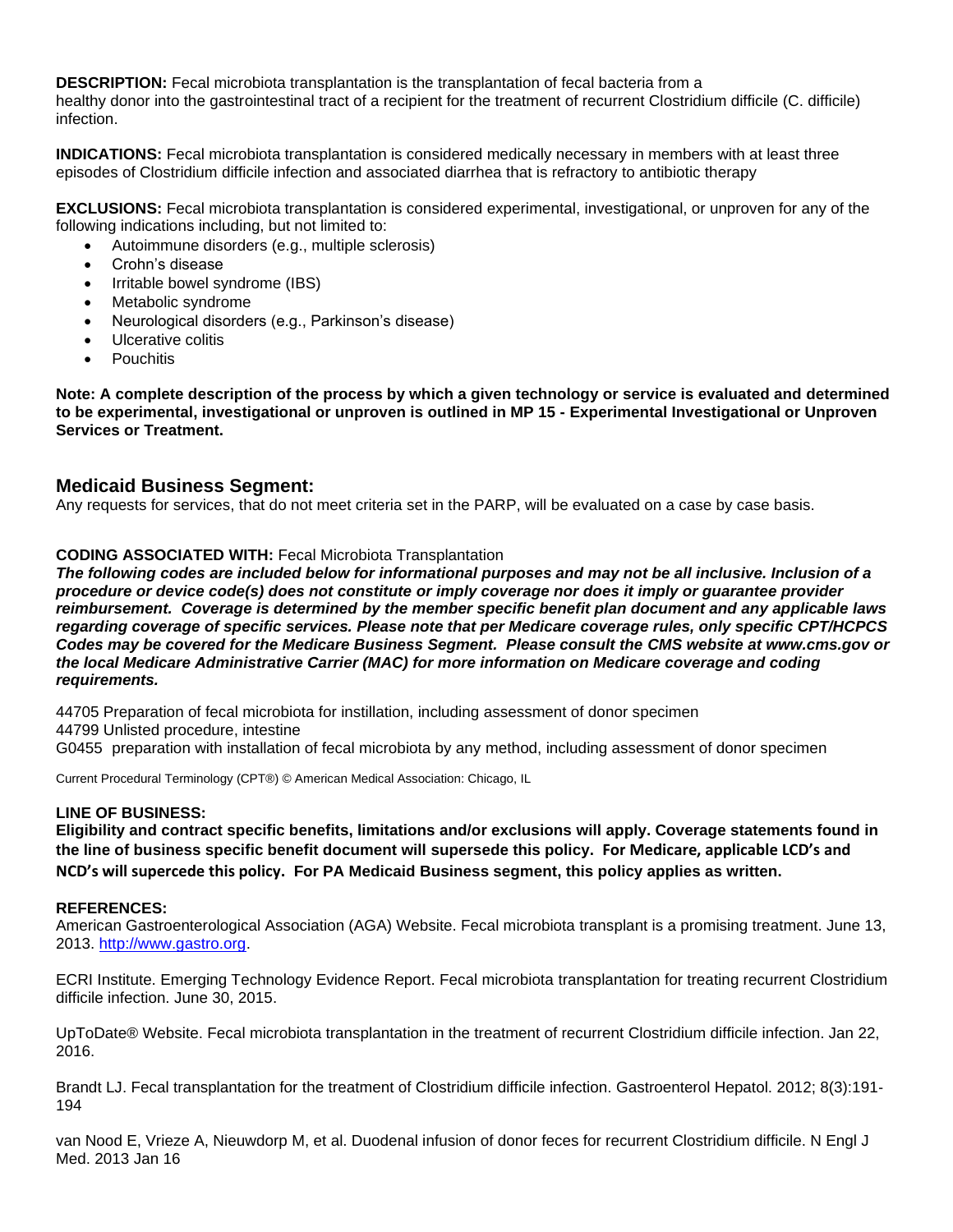**DESCRIPTION:** Fecal microbiota transplantation is the transplantation of fecal bacteria from a healthy donor into the gastrointestinal tract of a recipient for the treatment of recurrent Clostridium difficile (C. difficile) infection.

**INDICATIONS:** Fecal microbiota transplantation is considered medically necessary in members with at least three episodes of Clostridium difficile infection and associated diarrhea that is refractory to antibiotic therapy

**EXCLUSIONS:** Fecal microbiota transplantation is considered experimental, investigational, or unproven for any of the following indications including, but not limited to:

- Autoimmune disorders (e.g., multiple sclerosis)
- Crohn's disease
- Irritable bowel syndrome (IBS)
- Metabolic syndrome
- Neurological disorders (e.g., Parkinson's disease)
- Ulcerative colitis
- Pouchitis

**Note: A complete description of the process by which a given technology or service is evaluated and determined to be experimental, investigational or unproven is outlined in MP 15 - Experimental Investigational or Unproven Services or Treatment.**

## Medicaid Business Segment:

Any requests for services, that do not meet criteria set in the PARP, will be evaluated on a case by case basis.

**CODING ASSOCIATED WITH:** Fecal Microbiota Transplantation

***The following codes are included below for informational purposes and may not be all inclusive. Inclusion of a procedure or device code(s) does not constitute or imply coverage nor does it imply or guarantee provider reimbursement. Coverage is determined by the member specific benefit plan document and any applicable laws regarding coverage of specific services. Please note that per Medicare coverage rules, only specific CPT/HCPCS Codes may be covered for the Medicare Business Segment. Please consult the CMS website at www.cms.gov or the local Medicare Administrative Carrier (MAC) for more information on Medicare coverage and coding requirements.***

44705 Preparation of fecal microbiota for instillation, including assessment of donor specimen
44799 Unlisted procedure, intestine
G0455 preparation with installation of fecal microbiota by any method, including assessment of donor specimen

Current Procedural Terminology (CPT®) © American Medical Association: Chicago, IL

**LINE OF BUSINESS:**

**Eligibility and contract specific benefits, limitations and/or exclusions will apply. Coverage statements found in the line of business specific benefit document will supersede this policy. For Medicare, applicable LCD's and NCD's will supercede this policy. For PA Medicaid Business segment, this policy applies as written.**

**REFERENCES:**

American Gastroenterological Association (AGA) Website. Fecal microbiota transplant is a promising treatment. June 13, 2013. http://www.gastro.org.

ECRI Institute. Emerging Technology Evidence Report. Fecal microbiota transplantation for treating recurrent Clostridium difficile infection. June 30, 2015.

UpToDate® Website. Fecal microbiota transplantation in the treatment of recurrent Clostridium difficile infection. Jan 22, 2016.

Brandt LJ. Fecal transplantation for the treatment of Clostridium difficile infection. Gastroenterol Hepatol. 2012; 8(3):191-194

van Nood E, Vrieze A, Nieuwdorp M, et al. Duodenal infusion of donor feces for recurrent Clostridium difficile. N Engl J Med. 2013 Jan 16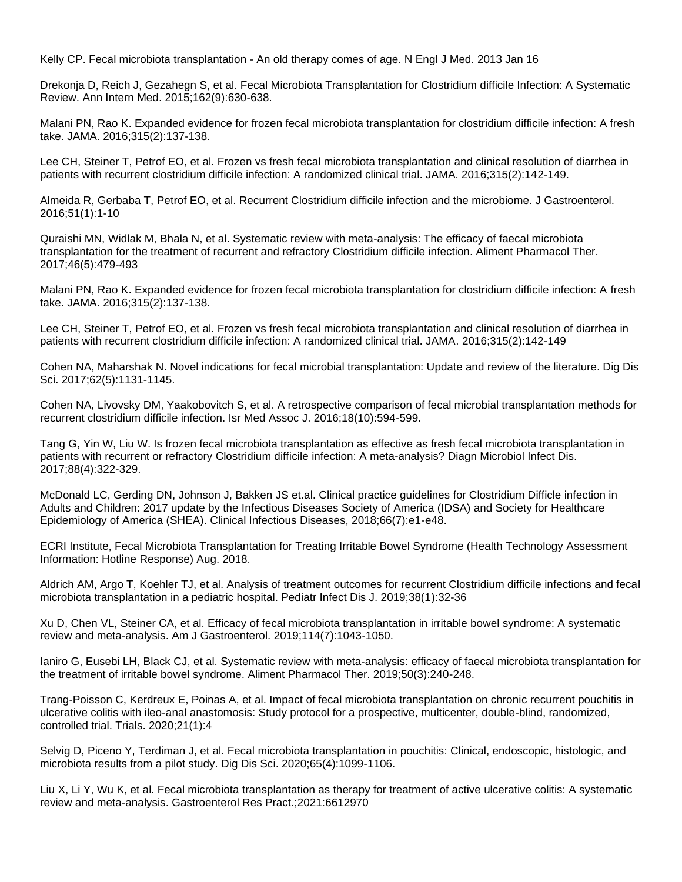Kelly CP. Fecal microbiota transplantation - An old therapy comes of age. N Engl J Med. 2013 Jan 16

Drekonja D, Reich J, Gezahegn S, et al. Fecal Microbiota Transplantation for Clostridium difficile Infection: A Systematic Review. Ann Intern Med. 2015;162(9):630-638.

Malani PN, Rao K. Expanded evidence for frozen fecal microbiota transplantation for clostridium difficile infection: A fresh take. JAMA. 2016;315(2):137-138.

Lee CH, Steiner T, Petrof EO, et al. Frozen vs fresh fecal microbiota transplantation and clinical resolution of diarrhea in patients with recurrent clostridium difficile infection: A randomized clinical trial. JAMA. 2016;315(2):142-149.

Almeida R, Gerbaba T, Petrof EO, et al. Recurrent Clostridium difficile infection and the microbiome. J Gastroenterol. 2016;51(1):1-10

Quraishi MN, Widlak M, Bhala N, et al. Systematic review with meta-analysis: The efficacy of faecal microbiota transplantation for the treatment of recurrent and refractory Clostridium difficile infection. Aliment Pharmacol Ther. 2017;46(5):479-493

Malani PN, Rao K. Expanded evidence for frozen fecal microbiota transplantation for clostridium difficile infection: A fresh take. JAMA. 2016;315(2):137-138.

Lee CH, Steiner T, Petrof EO, et al. Frozen vs fresh fecal microbiota transplantation and clinical resolution of diarrhea in patients with recurrent clostridium difficile infection: A randomized clinical trial. JAMA. 2016;315(2):142-149

Cohen NA, Maharshak N. Novel indications for fecal microbial transplantation: Update and review of the literature. Dig Dis Sci. 2017;62(5):1131-1145.

Cohen NA, Livovsky DM, Yaakobovitch S, et al. A retrospective comparison of fecal microbial transplantation methods for recurrent clostridium difficile infection. Isr Med Assoc J. 2016;18(10):594-599.

Tang G, Yin W, Liu W. Is frozen fecal microbiota transplantation as effective as fresh fecal microbiota transplantation in patients with recurrent or refractory Clostridium difficile infection: A meta-analysis? Diagn Microbiol Infect Dis. 2017;88(4):322-329.

McDonald LC, Gerding DN, Johnson J, Bakken JS et.al. Clinical practice guidelines for Clostridium Difficle infection in Adults and Children: 2017 update by the Infectious Diseases Society of America (IDSA) and Society for Healthcare Epidemiology of America (SHEA). Clinical Infectious Diseases, 2018;66(7):e1-e48.

ECRI Institute, Fecal Microbiota Transplantation for Treating Irritable Bowel Syndrome (Health Technology Assessment Information: Hotline Response) Aug. 2018.

Aldrich AM, Argo T, Koehler TJ, et al. Analysis of treatment outcomes for recurrent Clostridium difficile infections and fecal microbiota transplantation in a pediatric hospital. Pediatr Infect Dis J. 2019;38(1):32-36

Xu D, Chen VL, Steiner CA, et al. Efficacy of fecal microbiota transplantation in irritable bowel syndrome: A systematic review and meta-analysis. Am J Gastroenterol. 2019;114(7):1043-1050.

Ianiro G, Eusebi LH, Black CJ, et al. Systematic review with meta-analysis: efficacy of faecal microbiota transplantation for the treatment of irritable bowel syndrome. Aliment Pharmacol Ther. 2019;50(3):240-248.

Trang-Poisson C, Kerdreux E, Poinas A, et al. Impact of fecal microbiota transplantation on chronic recurrent pouchitis in ulcerative colitis with ileo-anal anastomosis: Study protocol for a prospective, multicenter, double-blind, randomized, controlled trial. Trials. 2020;21(1):4

Selvig D, Piceno Y, Terdiman J, et al. Fecal microbiota transplantation in pouchitis: Clinical, endoscopic, histologic, and microbiota results from a pilot study. Dig Dis Sci. 2020;65(4):1099-1106.

Liu X, Li Y, Wu K, et al. Fecal microbiota transplantation as therapy for treatment of active ulcerative colitis: A systematic review and meta-analysis. Gastroenterol Res Pract.;2021:6612970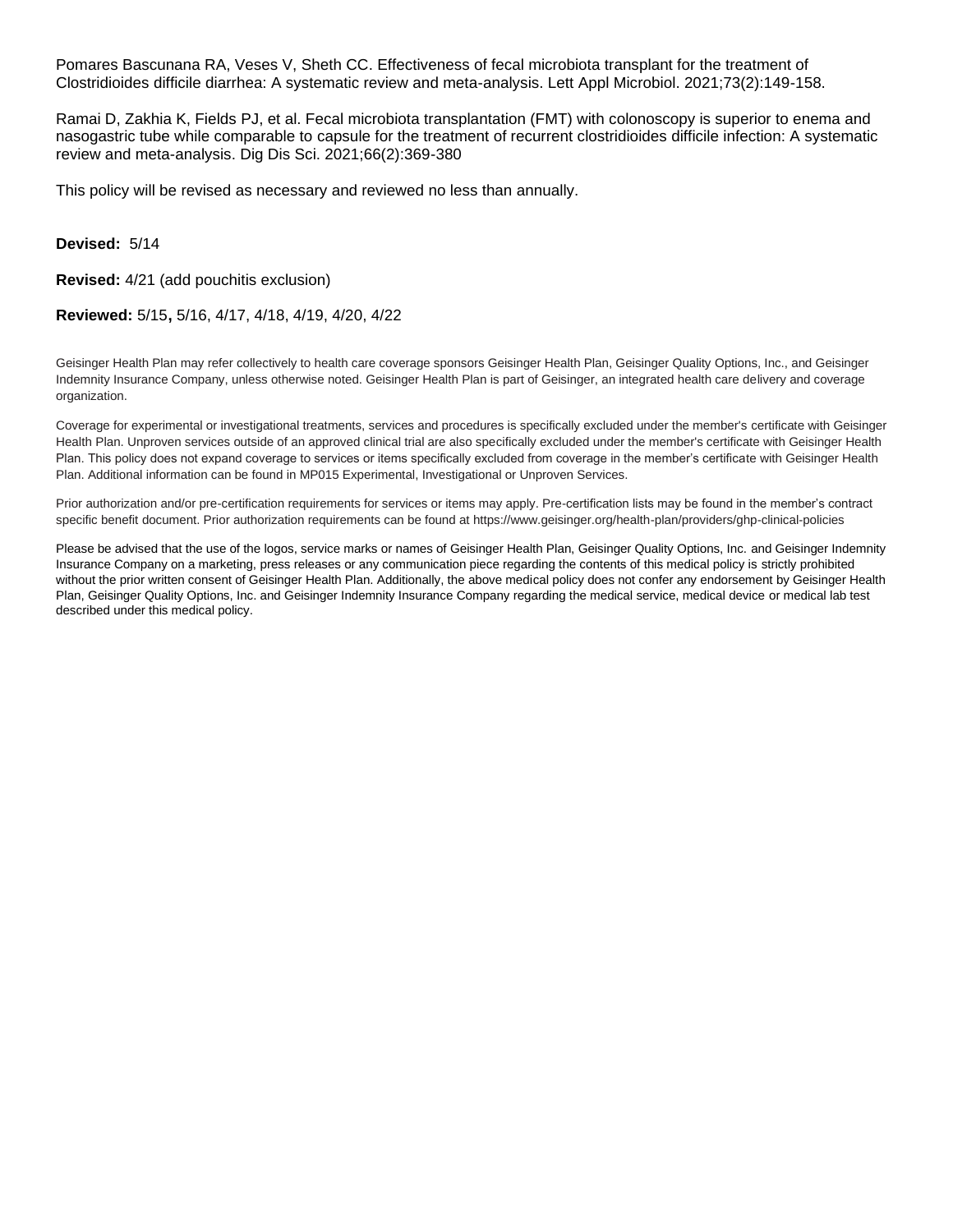Pomares Bascunana RA, Veses V, Sheth CC. Effectiveness of fecal microbiota transplant for the treatment of Clostridioides difficile diarrhea: A systematic review and meta-analysis. Lett Appl Microbiol. 2021;73(2):149-158.

Ramai D, Zakhia K, Fields PJ, et al. Fecal microbiota transplantation (FMT) with colonoscopy is superior to enema and nasogastric tube while comparable to capsule for the treatment of recurrent clostridioides difficile infection: A systematic review and meta-analysis. Dig Dis Sci. 2021;66(2):369-380

This policy will be revised as necessary and reviewed no less than annually.

**Devised:** 5/14

**Revised:** 4/21 (add pouchitis exclusion)

**Reviewed:** 5/15**,** 5/16, 4/17, 4/18, 4/19, 4/20, 4/22

Geisinger Health Plan may refer collectively to health care coverage sponsors Geisinger Health Plan, Geisinger Quality Options, Inc., and Geisinger Indemnity Insurance Company, unless otherwise noted. Geisinger Health Plan is part of Geisinger, an integrated health care delivery and coverage organization.

Coverage for experimental or investigational treatments, services and procedures is specifically excluded under the member's certificate with Geisinger Health Plan. Unproven services outside of an approved clinical trial are also specifically excluded under the member's certificate with Geisinger Health Plan. This policy does not expand coverage to services or items specifically excluded from coverage in the member's certificate with Geisinger Health Plan. Additional information can be found in MP015 Experimental, Investigational or Unproven Services.

Prior authorization and/or pre-certification requirements for services or items may apply. Pre-certification lists may be found in the member's contract specific benefit document. Prior authorization requirements can be found at https://www.geisinger.org/health-plan/providers/ghp-clinical-policies

Please be advised that the use of the logos, service marks or names of Geisinger Health Plan, Geisinger Quality Options, Inc. and Geisinger Indemnity Insurance Company on a marketing, press releases or any communication piece regarding the contents of this medical policy is strictly prohibited without the prior written consent of Geisinger Health Plan. Additionally, the above medical policy does not confer any endorsement by Geisinger Health Plan, Geisinger Quality Options, Inc. and Geisinger Indemnity Insurance Company regarding the medical service, medical device or medical lab test described under this medical policy.